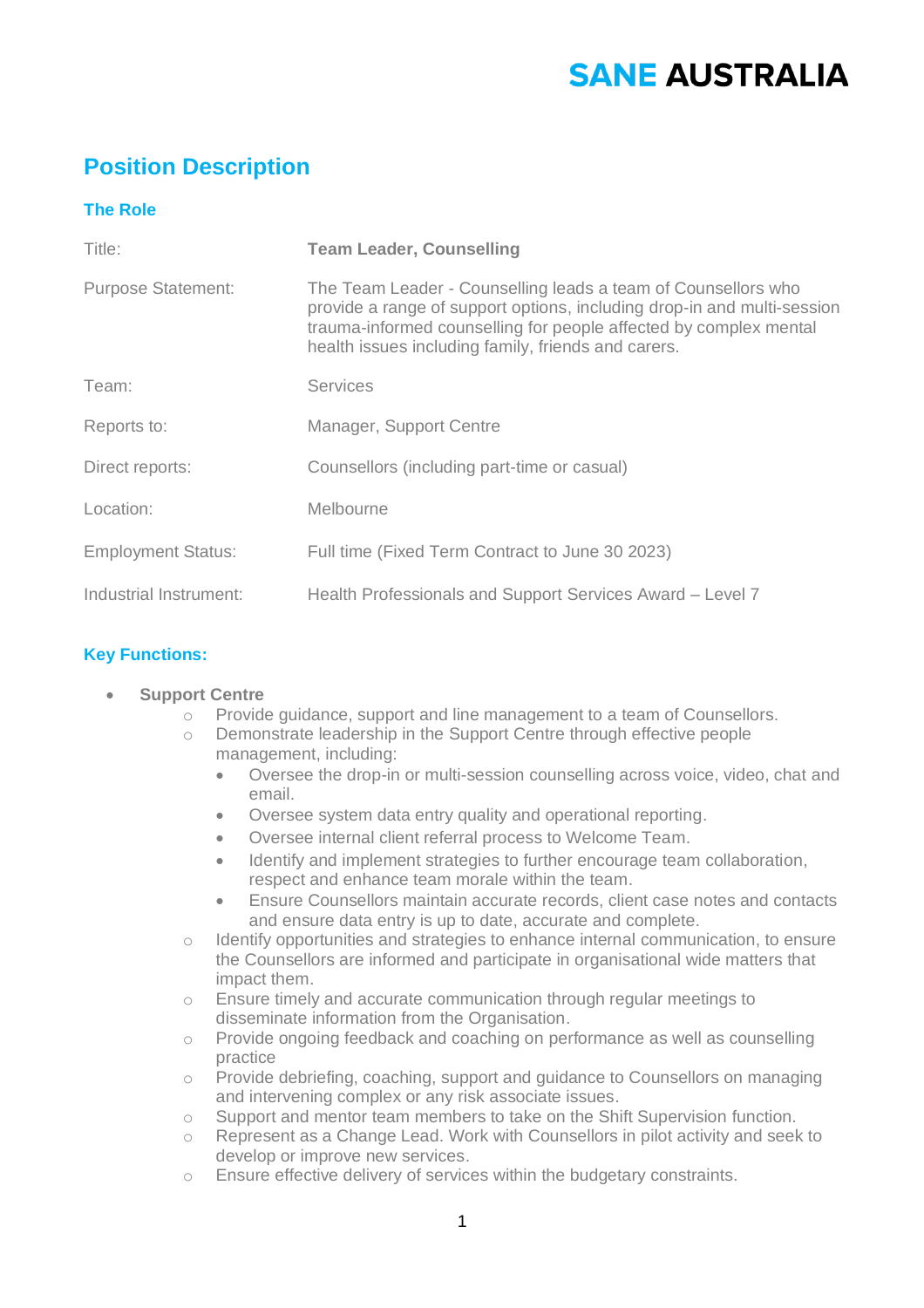SANE AUSTRALIA

# Position Description

## The Role

| | |
|---|---|
| Title: | **Team Leader, Counselling** |
| Purpose Statement: | The Team Leader - Counselling leads a team of Counsellors who provide a range of support options, including drop-in and multi-session trauma-informed counselling for people affected by complex mental health issues including family, friends and carers. |
| Team: | Services |
| Reports to: | Manager, Support Centre |
| Direct reports: | Counsellors (including part-time or casual) |
| Location: | Melbourne |
| Employment Status: | Full time (Fixed Term Contract to June 30 2023) |
| Industrial Instrument: | Health Professionals and Support Services Award – Level 7 |

## Key Functions:

- **Support Centre**
  - Provide guidance, support and line management to a team of Counsellors.
  - Demonstrate leadership in the Support Centre through effective people management, including:
    - Oversee the drop-in or multi-session counselling across voice, video, chat and email.
    - Oversee system data entry quality and operational reporting.
    - Oversee internal client referral process to Welcome Team.
    - Identify and implement strategies to further encourage team collaboration, respect and enhance team morale within the team.
    - Ensure Counsellors maintain accurate records, client case notes and contacts and ensure data entry is up to date, accurate and complete.
  - Identify opportunities and strategies to enhance internal communication, to ensure the Counsellors are informed and participate in organisational wide matters that impact them.
  - Ensure timely and accurate communication through regular meetings to disseminate information from the Organisation.
  - Provide ongoing feedback and coaching on performance as well as counselling practice
  - Provide debriefing, coaching, support and guidance to Counsellors on managing and intervening complex or any risk associate issues.
  - Support and mentor team members to take on the Shift Supervision function.
  - Represent as a Change Lead. Work with Counsellors in pilot activity and seek to develop or improve new services.
  - Ensure effective delivery of services within the budgetary constraints.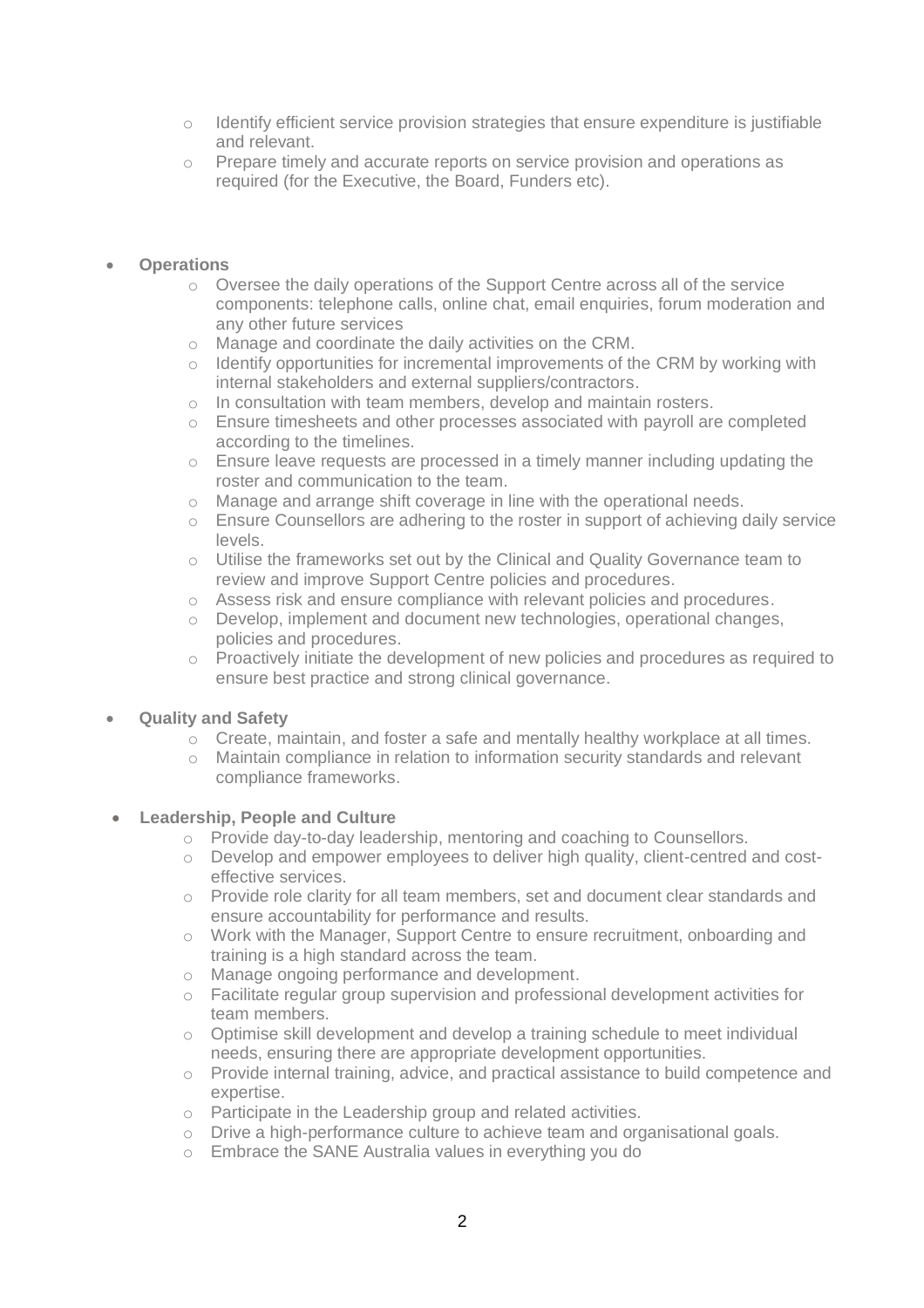- Identify efficient service provision strategies that ensure expenditure is justifiable and relevant.
  - Prepare timely and accurate reports on service provision and operations as required (for the Executive, the Board, Funders etc).

- **Operations**
  - Oversee the daily operations of the Support Centre across all of the service components: telephone calls, online chat, email enquiries, forum moderation and any other future services
  - Manage and coordinate the daily activities on the CRM.
  - Identify opportunities for incremental improvements of the CRM by working with internal stakeholders and external suppliers/contractors.
  - In consultation with team members, develop and maintain rosters.
  - Ensure timesheets and other processes associated with payroll are completed according to the timelines.
  - Ensure leave requests are processed in a timely manner including updating the roster and communication to the team.
  - Manage and arrange shift coverage in line with the operational needs.
  - Ensure Counsellors are adhering to the roster in support of achieving daily service levels.
  - Utilise the frameworks set out by the Clinical and Quality Governance team to review and improve Support Centre policies and procedures.
  - Assess risk and ensure compliance with relevant policies and procedures.
  - Develop, implement and document new technologies, operational changes, policies and procedures.
  - Proactively initiate the development of new policies and procedures as required to ensure best practice and strong clinical governance.

- **Quality and Safety**
  - Create, maintain, and foster a safe and mentally healthy workplace at all times.
  - Maintain compliance in relation to information security standards and relevant compliance frameworks.

- **Leadership, People and Culture**
  - Provide day-to-day leadership, mentoring and coaching to Counsellors.
  - Develop and empower employees to deliver high quality, client-centred and cost-effective services.
  - Provide role clarity for all team members, set and document clear standards and ensure accountability for performance and results.
  - Work with the Manager, Support Centre to ensure recruitment, onboarding and training is a high standard across the team.
  - Manage ongoing performance and development.
  - Facilitate regular group supervision and professional development activities for team members.
  - Optimise skill development and develop a training schedule to meet individual needs, ensuring there are appropriate development opportunities.
  - Provide internal training, advice, and practical assistance to build competence and expertise.
  - Participate in the Leadership group and related activities.
  - Drive a high-performance culture to achieve team and organisational goals.
  - Embrace the SANE Australia values in everything you do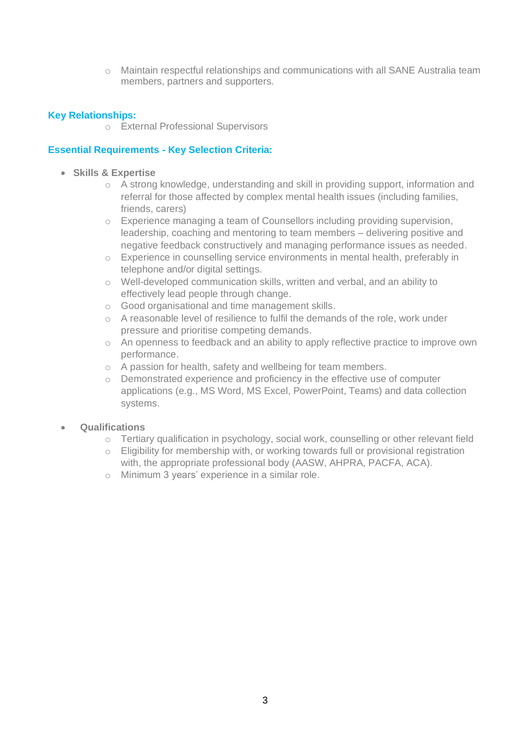- Maintain respectful relationships and communications with all SANE Australia team members, partners and supporters.

**Key Relationships:**

- External Professional Supervisors

**Essential Requirements - Key Selection Criteria:**

- **Skills & Expertise**
  - A strong knowledge, understanding and skill in providing support, information and referral for those affected by complex mental health issues (including families, friends, carers)
  - Experience managing a team of Counsellors including providing supervision, leadership, coaching and mentoring to team members – delivering positive and negative feedback constructively and managing performance issues as needed.
  - Experience in counselling service environments in mental health, preferably in telephone and/or digital settings.
  - Well-developed communication skills, written and verbal, and an ability to effectively lead people through change.
  - Good organisational and time management skills.
  - A reasonable level of resilience to fulfil the demands of the role, work under pressure and prioritise competing demands.
  - An openness to feedback and an ability to apply reflective practice to improve own performance.
  - A passion for health, safety and wellbeing for team members.
  - Demonstrated experience and proficiency in the effective use of computer applications (e.g., MS Word, MS Excel, PowerPoint, Teams) and data collection systems.

- **Qualifications**
  - Tertiary qualification in psychology, social work, counselling or other relevant field
  - Eligibility for membership with, or working towards full or provisional registration with, the appropriate professional body (AASW, AHPRA, PACFA, ACA).
  - Minimum 3 years' experience in a similar role.